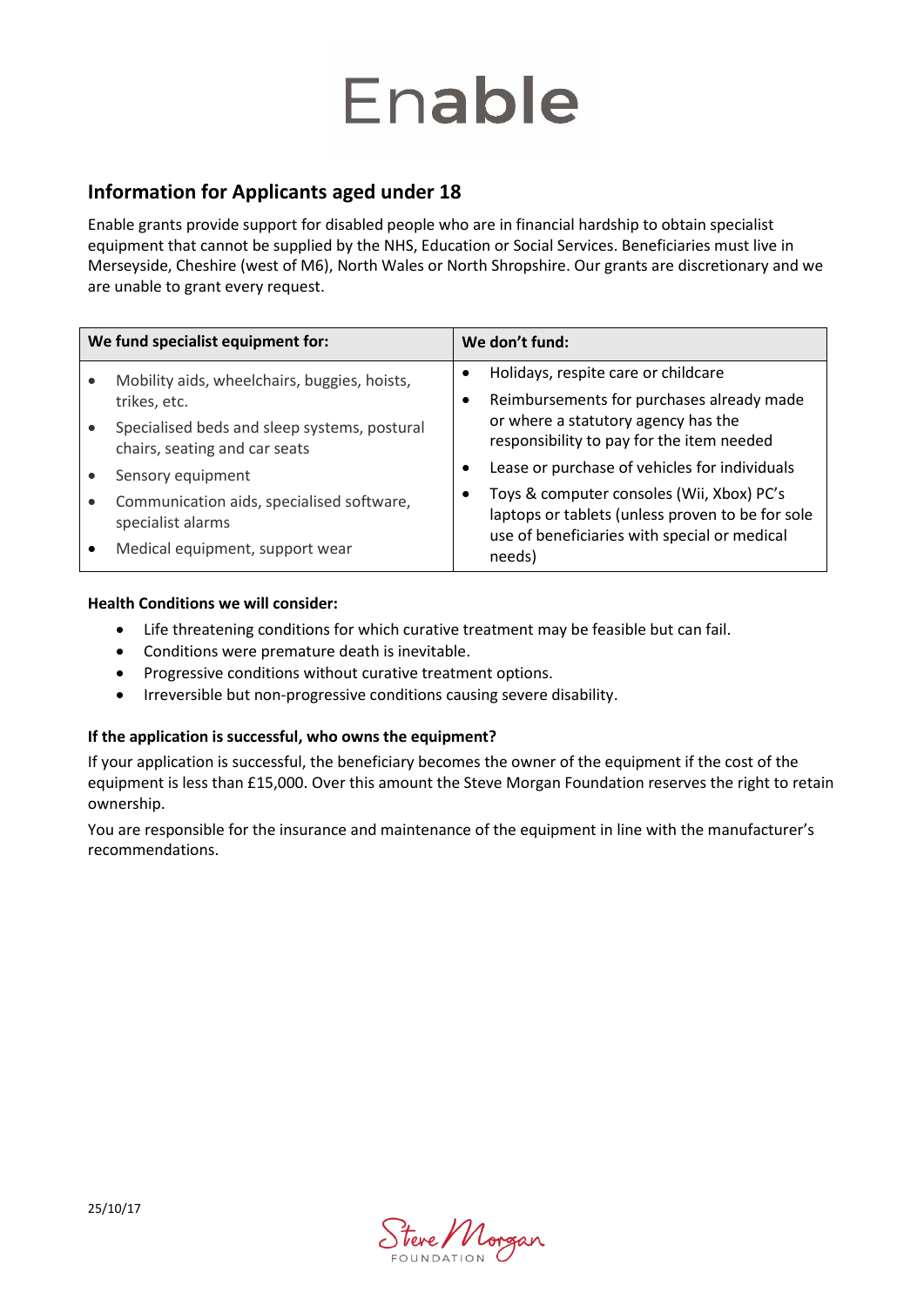# Enable

## Information for Applicants aged under 18

Enable grants provide support for disabled people who are in financial hardship to obtain specialist equipment that cannot be supplied by the NHS, Education or Social Services. Beneficiaries must live in Merseyside, Cheshire (west of M6), North Wales or North Shropshire. Our grants are discretionary and we are unable to grant every request.

| We fund specialist equipment for: | We don't fund: |
|---|---|
| • Mobility aids, wheelchairs, buggies, hoists, trikes, etc.<br>• Specialised beds and sleep systems, postural chairs, seating and car seats<br>• Sensory equipment<br>• Communication aids, specialised software, specialist alarms<br>• Medical equipment, support wear | • Holidays, respite care or childcare<br>• Reimbursements for purchases already made or where a statutory agency has the responsibility to pay for the item needed<br>• Lease or purchase of vehicles for individuals<br>• Toys & computer consoles (Wii, Xbox) PC's laptops or tablets (unless proven to be for sole use of beneficiaries with special or medical needs) |

**Health Conditions we will consider:**

- Life threatening conditions for which curative treatment may be feasible but can fail.
- Conditions were premature death is inevitable.
- Progressive conditions without curative treatment options.
- Irreversible but non-progressive conditions causing severe disability.

**If the application is successful, who owns the equipment?**

If your application is successful, the beneficiary becomes the owner of the equipment if the cost of the equipment is less than £15,000. Over this amount the Steve Morgan Foundation reserves the right to retain ownership.

You are responsible for the insurance and maintenance of the equipment in line with the manufacturer's recommendations.

25/10/17

Steve Morgan FOUNDATION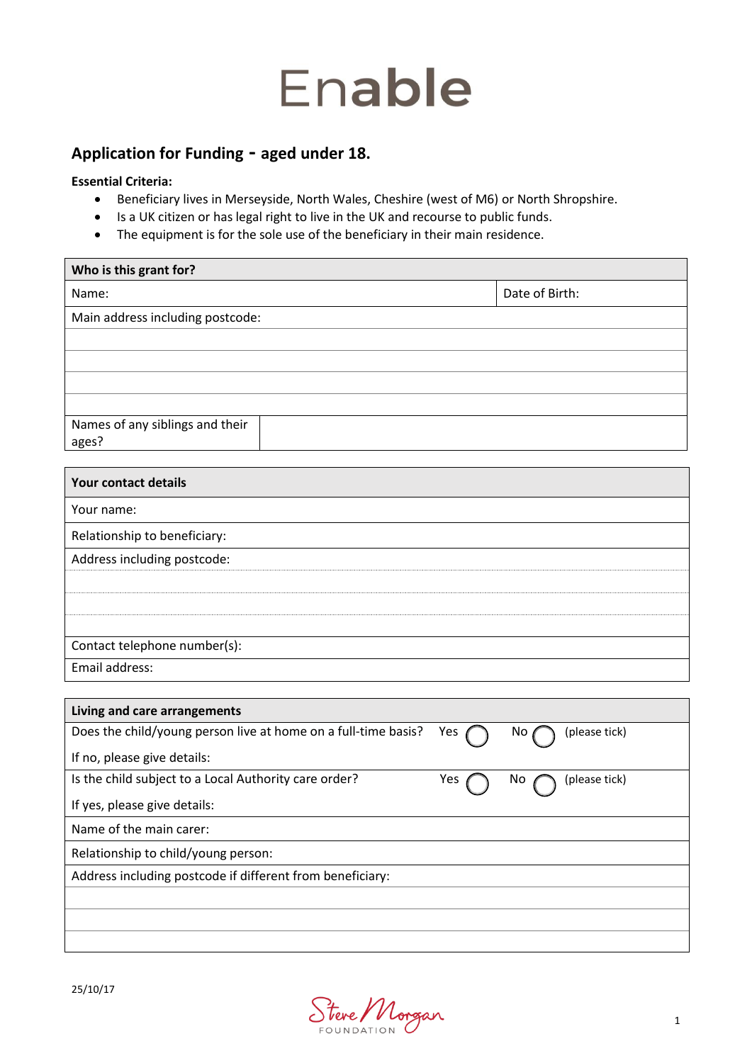# Enable

## Application for Funding - aged under 18.

**Essential Criteria:**

- Beneficiary lives in Merseyside, North Wales, Cheshire (west of M6) or North Shropshire.
- Is a UK citizen or has legal right to live in the UK and recourse to public funds.
- The equipment is for the sole use of the beneficiary in their main residence.

| **Who is this grant for?** | |
|---|---|
| Name: | Date of Birth: |
| Main address including postcode: | |
| | |
| | |
| | |
| | |
| Names of any siblings and their ages? | |

| **Your contact details** |
|---|
| Your name: |
| Relationship to beneficiary: |
| Address including postcode: |
| |
| |
| |
| Contact telephone number(s): |
| Email address: |

| **Living and care arrangements** | | | |
|---|---|---|---|
| Does the child/young person live at home on a full-time basis?<br><br>If no, please give details: | Yes ◯ | No ◯ | (please tick) |
| Is the child subject to a Local Authority care order?<br><br>If yes, please give details: | Yes ◯ | No ◯ | (please tick) |
| Name of the main carer: | | | |
| Relationship to child/young person: | | | |
| Address including postcode if different from beneficiary: | | | |
| | | | |
| | | | |
| | | | |

25/10/17

Steve Morgan FOUNDATION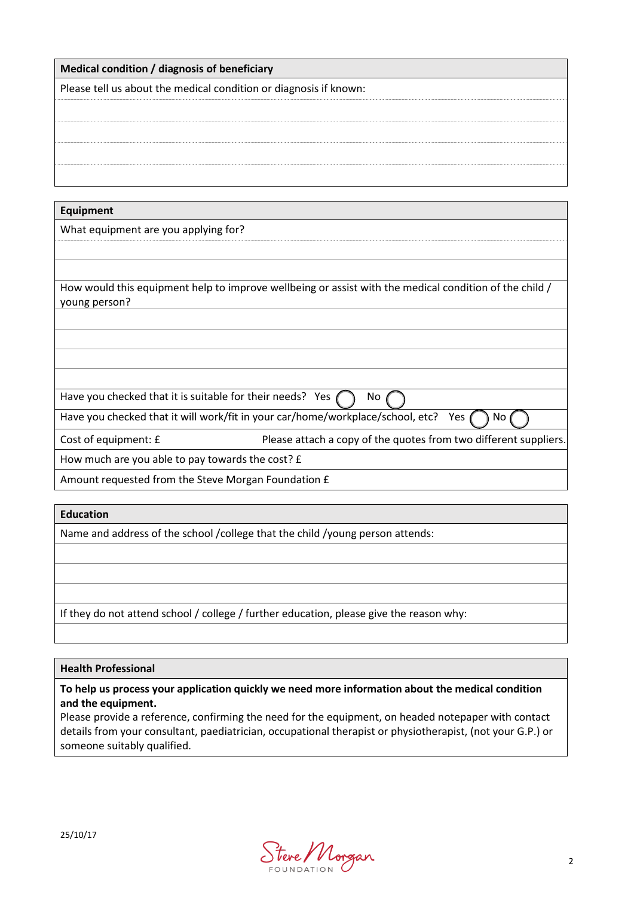| **Medical condition / diagnosis of beneficiary** |
|---|
| Please tell us about the medical condition or diagnosis if known: |
| |
| |
| |
| |

| **Equipment** | |
|---|---|
| What equipment are you applying for? | |
| | |
| | |
| How would this equipment help to improve wellbeing or assist with the medical condition of the child / young person? | |
| | |
| | |
| | |
| | |
| Have you checked that it is suitable for their needs? Yes ◯ No ◯ | |
| Have you checked that it will work/fit in your car/home/workplace/school, etc? Yes ◯ No ◯ | |
| Cost of equipment: £ | Please attach a copy of the quotes from two different suppliers. |
| How much are you able to pay towards the cost? £ | |
| Amount requested from the Steve Morgan Foundation £ | |

| **Education** |
|---|
| Name and address of the school /college that the child /young person attends: |
| |
| |
| |
| If they do not attend school / college / further education, please give the reason why: |
| |

| **Health Professional** |
|---|
| **To help us process your application quickly we need more information about the medical condition and the equipment.** Please provide a reference, confirming the need for the equipment, on headed notepaper with contact details from your consultant, paediatrician, occupational therapist or physiotherapist, (not your G.P.) or someone suitably qualified. |

25/10/17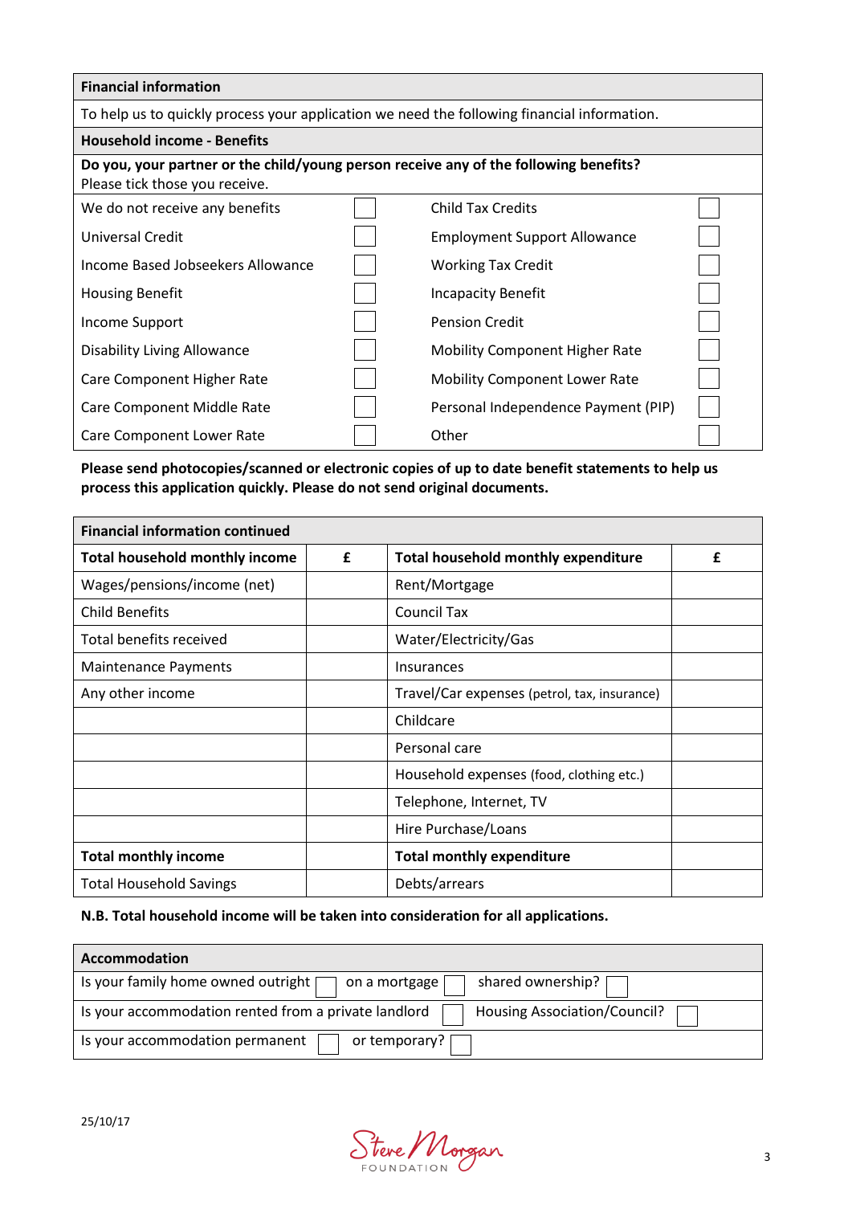## Financial information

To help us to quickly process your application we need the following financial information.

### Household income - Benefits

**Do you, your partner or the child/young person receive any of the following benefits?**
Please tick those you receive.

| | | | |
|---|---|---|---|
| We do not receive any benefits | ☐ | Child Tax Credits | ☐ |
| Universal Credit | ☐ | Employment Support Allowance | ☐ |
| Income Based Jobseekers Allowance | ☐ | Working Tax Credit | ☐ |
| Housing Benefit | ☐ | Incapacity Benefit | ☐ |
| Income Support | ☐ | Pension Credit | ☐ |
| Disability Living Allowance | ☐ | Mobility Component Higher Rate | ☐ |
| Care Component Higher Rate | ☐ | Mobility Component Lower Rate | ☐ |
| Care Component Middle Rate | ☐ | Personal Independence Payment (PIP) | ☐ |
| Care Component Lower Rate | ☐ | Other | ☐ |

**Please send photocopies/scanned or electronic copies of up to date benefit statements to help us process this application quickly. Please do not send original documents.**

### Financial information continued

| **Total household monthly income** | **£** | **Total household monthly expenditure** | **£** |
|---|---|---|---|
| Wages/pensions/income (net) | | Rent/Mortgage | |
| Child Benefits | | Council Tax | |
| Total benefits received | | Water/Electricity/Gas | |
| Maintenance Payments | | Insurances | |
| Any other income | | Travel/Car expenses (petrol, tax, insurance) | |
| | | Childcare | |
| | | Personal care | |
| | | Household expenses (food, clothing etc.) | |
| | | Telephone, Internet, TV | |
| | | Hire Purchase/Loans | |
| **Total monthly income** | | **Total monthly expenditure** | |
| Total Household Savings | | Debts/arrears | |

**N.B. Total household income will be taken into consideration for all applications.**

### Accommodation

Is your family home owned outright ☐ on a mortgage ☐ shared ownership? ☐

Is your accommodation rented from a private landlord ☐ Housing Association/Council? ☐

Is your accommodation permanent ☐ or temporary? ☐

25/10/17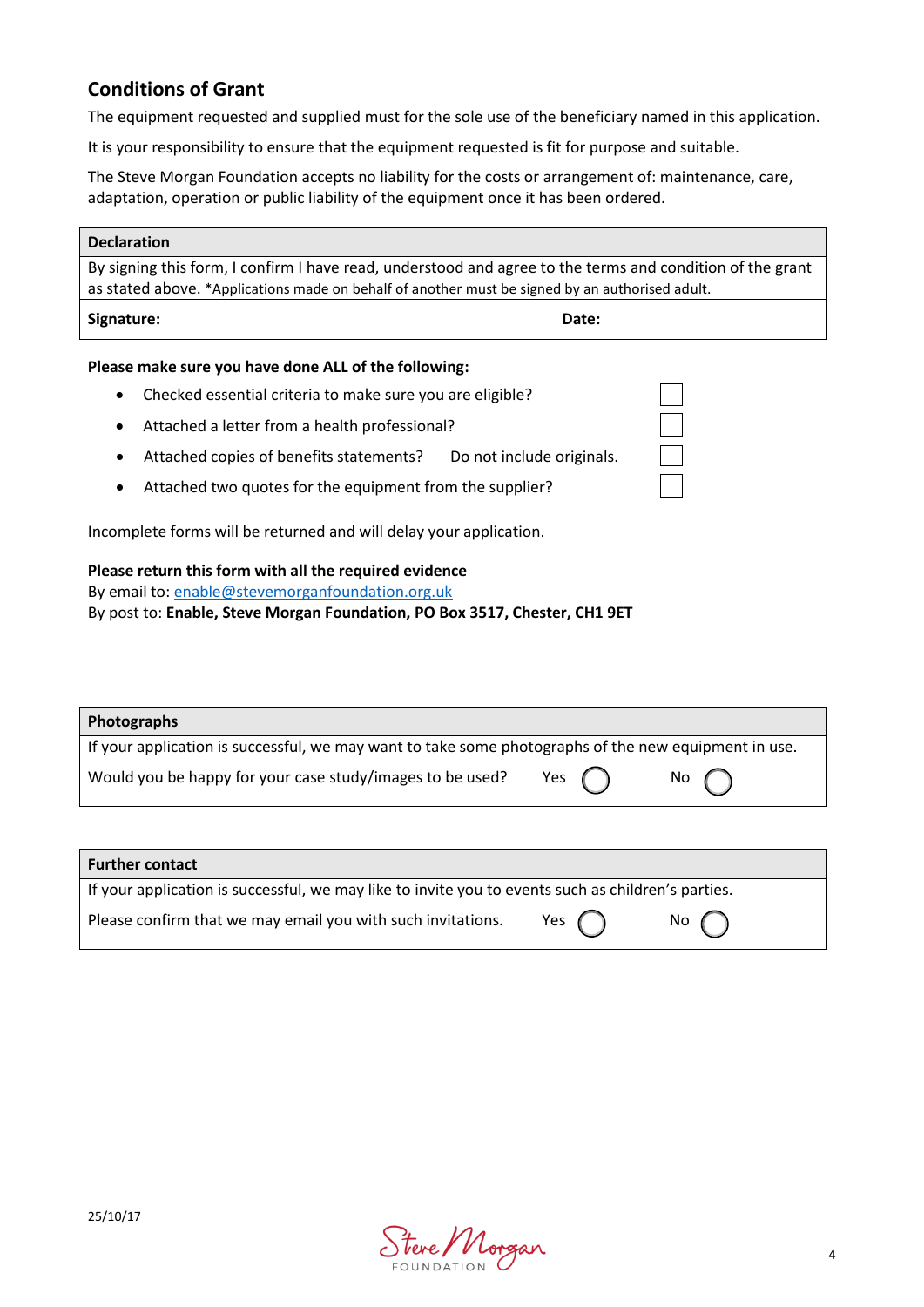## Conditions of Grant

The equipment requested and supplied must for the sole use of the beneficiary named in this application.

It is your responsibility to ensure that the equipment requested is fit for purpose and suitable.

The Steve Morgan Foundation accepts no liability for the costs or arrangement of: maintenance, care, adaptation, operation or public liability of the equipment once it has been ordered.

| **Declaration** | |
|---|---|
| By signing this form, I confirm I have read, understood and agree to the terms and condition of the grant as stated above. *Applications made on behalf of another must be signed by an authorised adult. | |
| **Signature:** | **Date:** |

**Please make sure you have done ALL of the following:**

- Checked essential criteria to make sure you are eligible? ☐
- Attached a letter from a health professional? ☐
- Attached copies of benefits statements? Do not include originals. ☐
- Attached two quotes for the equipment from the supplier? ☐

Incomplete forms will be returned and will delay your application.

**Please return this form with all the required evidence**
By email to: enable@stevemorganfoundation.org.uk
By post to: **Enable, Steve Morgan Foundation, PO Box 3517, Chester, CH1 9ET**

| **Photographs** |
|---|
| If your application is successful, we may want to take some photographs of the new equipment in use. |
| Would you be happy for your case study/images to be used? Yes ◯ No ◯ |

| **Further contact** |
|---|
| If your application is successful, we may like to invite you to events such as children's parties. |
| Please confirm that we may email you with such invitations. Yes ◯ No ◯ |

25/10/17